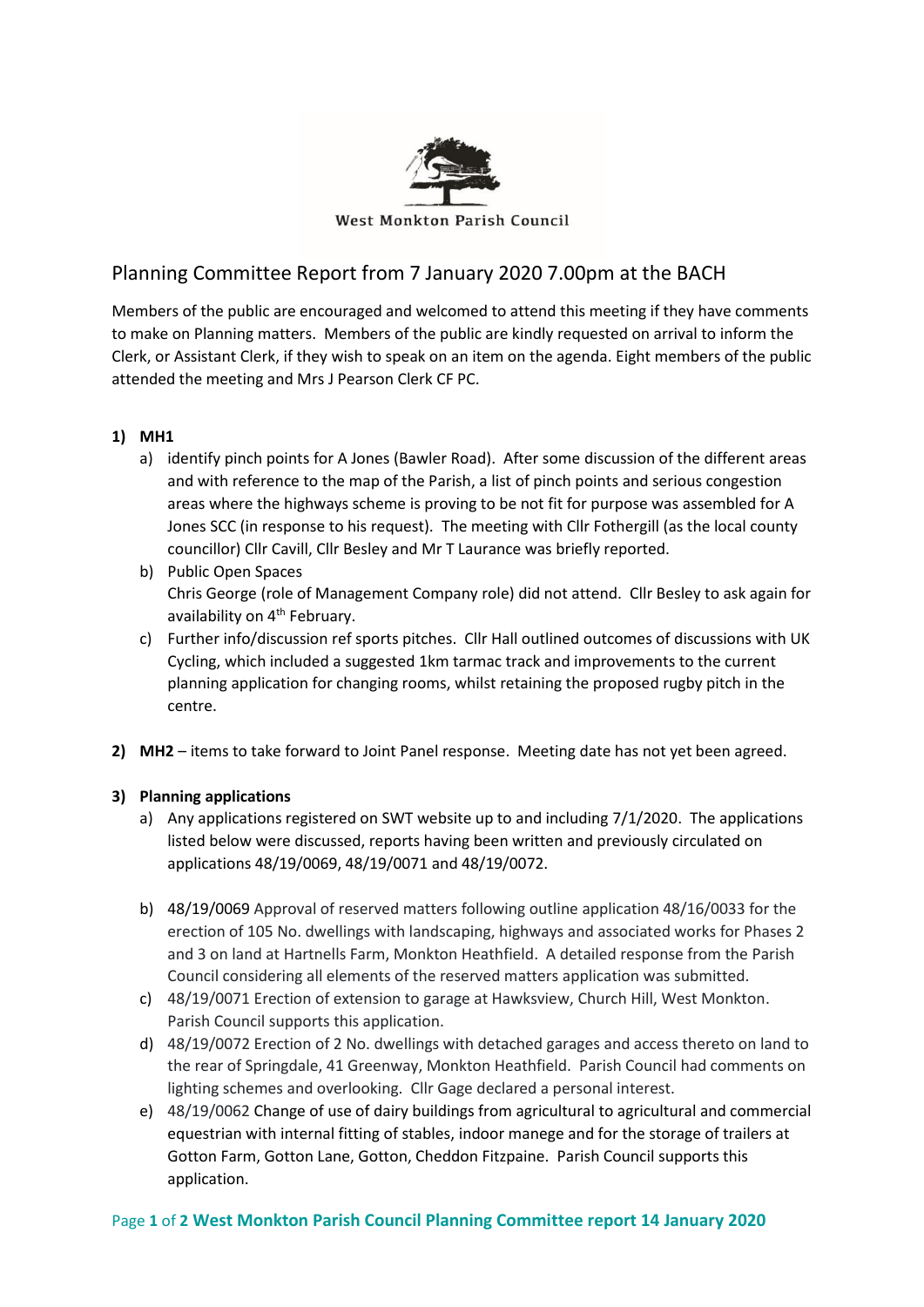West Monkton Parish Council

# Planning Committee Report from 7 January 2020 7.00pm at the BACH

Members of the public are encouraged and welcomed to attend this meeting if they have comments to make on Planning matters. Members of the public are kindly requested on arrival to inform the Clerk, or Assistant Clerk, if they wish to speak on an item on the agenda. Eight members of the public attended the meeting and Mrs J Pearson Clerk CF PC.

1) **MH1**
   a) identify pinch points for A Jones (Bawler Road). After some discussion of the different areas and with reference to the map of the Parish, a list of pinch points and serious congestion areas where the highways scheme is proving to be not fit for purpose was assembled for A Jones SCC (in response to his request). The meeting with Cllr Fothergill (as the local county councillor) Cllr Cavill, Cllr Besley and Mr T Laurance was briefly reported.
   b) Public Open Spaces
      Chris George (role of Management Company role) did not attend. Cllr Besley to ask again for availability on 4th February.
   c) Further info/discussion ref sports pitches. Cllr Hall outlined outcomes of discussions with UK Cycling, which included a suggested 1km tarmac track and improvements to the current planning application for changing rooms, whilst retaining the proposed rugby pitch in the centre.

2) **MH2** – items to take forward to Joint Panel response. Meeting date has not yet been agreed.

3) **Planning applications**
   a) Any applications registered on SWT website up to and including 7/1/2020. The applications listed below were discussed, reports having been written and previously circulated on applications 48/19/0069, 48/19/0071 and 48/19/0072.

   b) 48/19/0069 Approval of reserved matters following outline application 48/16/0033 for the erection of 105 No. dwellings with landscaping, highways and associated works for Phases 2 and 3 on land at Hartnells Farm, Monkton Heathfield. A detailed response from the Parish Council considering all elements of the reserved matters application was submitted.
   c) 48/19/0071 Erection of extension to garage at Hawksview, Church Hill, West Monkton. Parish Council supports this application.
   d) 48/19/0072 Erection of 2 No. dwellings with detached garages and access thereto on land to the rear of Springdale, 41 Greenway, Monkton Heathfield. Parish Council had comments on lighting schemes and overlooking. Cllr Gage declared a personal interest.
   e) 48/19/0062 Change of use of dairy buildings from agricultural to agricultural and commercial equestrian with internal fitting of stables, indoor manege and for the storage of trailers at Gotton Farm, Gotton Lane, Gotton, Cheddon Fitzpaine. Parish Council supports this application.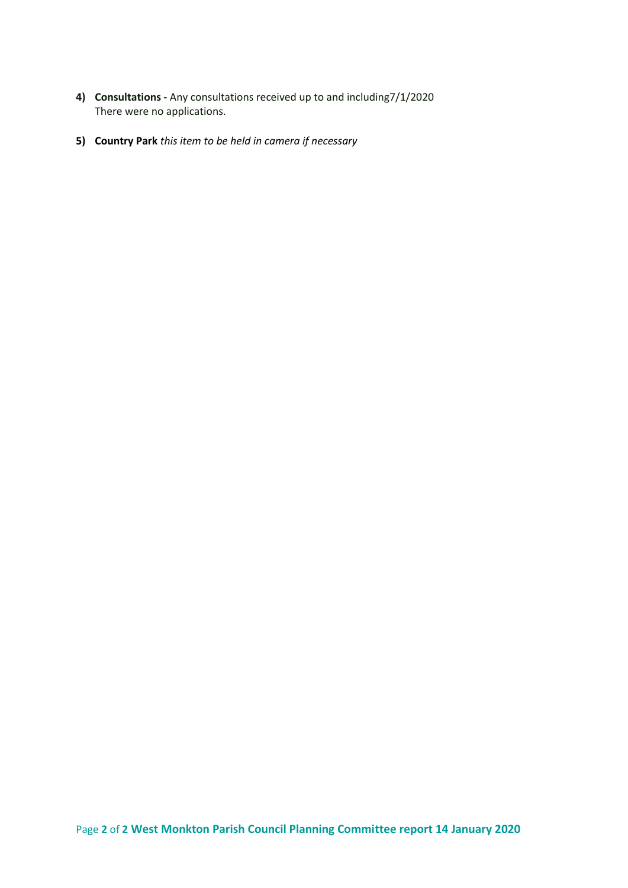4) **Consultations -** Any consultations received up to and including7/1/2020
   There were no applications.

5) **Country Park** *this item to be held in camera if necessary*